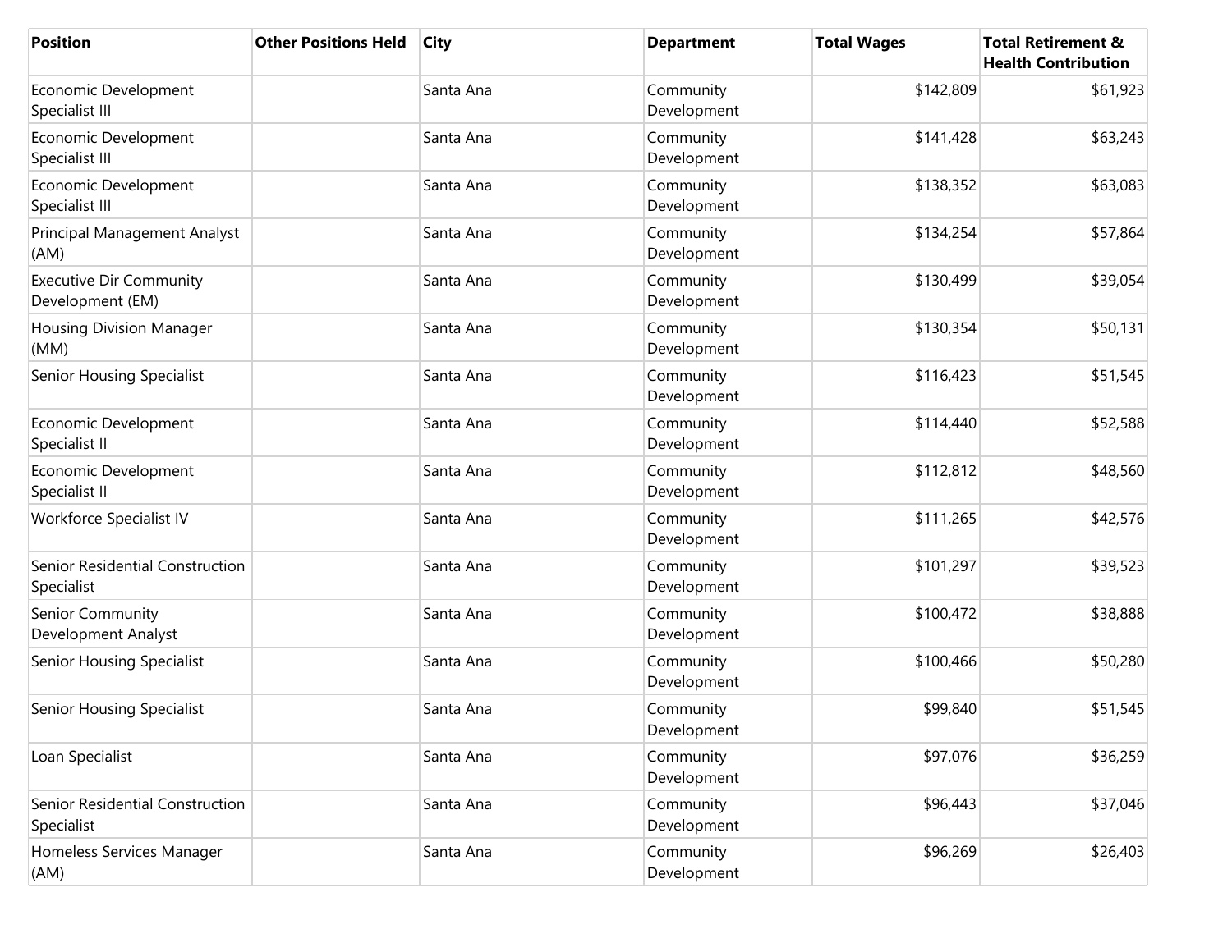| Position | Other Positions Held | City | Department | Total Wages | Total Retirement & Health Contribution |
|---|---|---|---|---|---|
| Economic Development Specialist III | | Santa Ana | Community Development | $142,809 | $61,923 |
| Economic Development Specialist III | | Santa Ana | Community Development | $141,428 | $63,243 |
| Economic Development Specialist III | | Santa Ana | Community Development | $138,352 | $63,083 |
| Principal Management Analyst (AM) | | Santa Ana | Community Development | $134,254 | $57,864 |
| Executive Dir Community Development (EM) | | Santa Ana | Community Development | $130,499 | $39,054 |
| Housing Division Manager (MM) | | Santa Ana | Community Development | $130,354 | $50,131 |
| Senior Housing Specialist | | Santa Ana | Community Development | $116,423 | $51,545 |
| Economic Development Specialist II | | Santa Ana | Community Development | $114,440 | $52,588 |
| Economic Development Specialist II | | Santa Ana | Community Development | $112,812 | $48,560 |
| Workforce Specialist IV | | Santa Ana | Community Development | $111,265 | $42,576 |
| Senior Residential Construction Specialist | | Santa Ana | Community Development | $101,297 | $39,523 |
| Senior Community Development Analyst | | Santa Ana | Community Development | $100,472 | $38,888 |
| Senior Housing Specialist | | Santa Ana | Community Development | $100,466 | $50,280 |
| Senior Housing Specialist | | Santa Ana | Community Development | $99,840 | $51,545 |
| Loan Specialist | | Santa Ana | Community Development | $97,076 | $36,259 |
| Senior Residential Construction Specialist | | Santa Ana | Community Development | $96,443 | $37,046 |
| Homeless Services Manager (AM) | | Santa Ana | Community Development | $96,269 | $26,403 |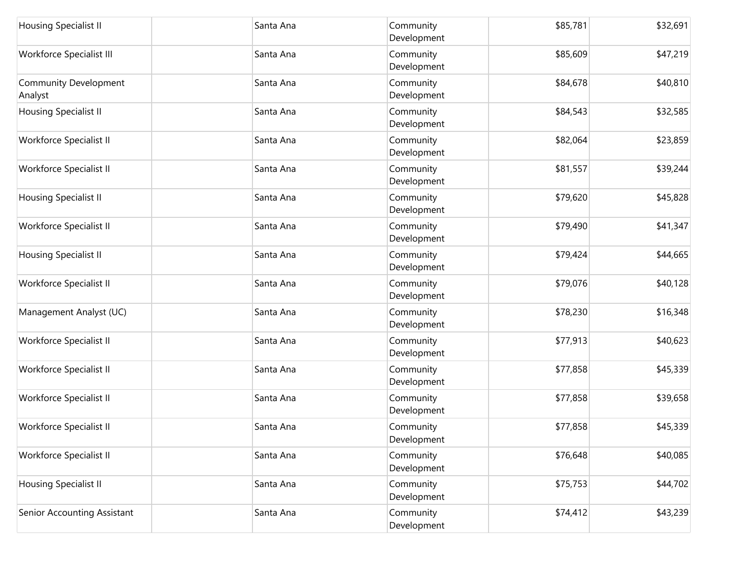| | | | | | |
|---|---|---|---|---|---|
| Housing Specialist II | | Santa Ana | Community Development | $85,781 | $32,691 |
| Workforce Specialist III | | Santa Ana | Community Development | $85,609 | $47,219 |
| Community Development Analyst | | Santa Ana | Community Development | $84,678 | $40,810 |
| Housing Specialist II | | Santa Ana | Community Development | $84,543 | $32,585 |
| Workforce Specialist II | | Santa Ana | Community Development | $82,064 | $23,859 |
| Workforce Specialist II | | Santa Ana | Community Development | $81,557 | $39,244 |
| Housing Specialist II | | Santa Ana | Community Development | $79,620 | $45,828 |
| Workforce Specialist II | | Santa Ana | Community Development | $79,490 | $41,347 |
| Housing Specialist II | | Santa Ana | Community Development | $79,424 | $44,665 |
| Workforce Specialist II | | Santa Ana | Community Development | $79,076 | $40,128 |
| Management Analyst (UC) | | Santa Ana | Community Development | $78,230 | $16,348 |
| Workforce Specialist II | | Santa Ana | Community Development | $77,913 | $40,623 |
| Workforce Specialist II | | Santa Ana | Community Development | $77,858 | $45,339 |
| Workforce Specialist II | | Santa Ana | Community Development | $77,858 | $39,658 |
| Workforce Specialist II | | Santa Ana | Community Development | $77,858 | $45,339 |
| Workforce Specialist II | | Santa Ana | Community Development | $76,648 | $40,085 |
| Housing Specialist II | | Santa Ana | Community Development | $75,753 | $44,702 |
| Senior Accounting Assistant | | Santa Ana | Community Development | $74,412 | $43,239 |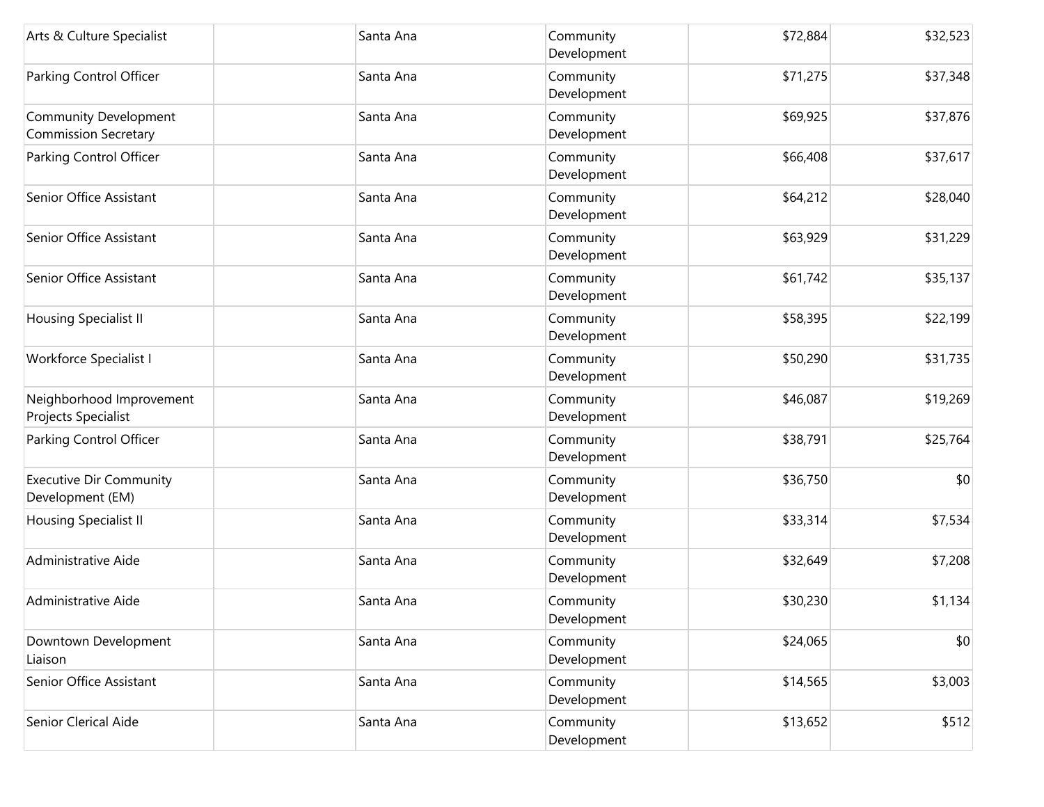| | | | | | |
|---|---|---|---|---|---|
| Arts & Culture Specialist | | Santa Ana | Community Development | $72,884 | $32,523 |
| Parking Control Officer | | Santa Ana | Community Development | $71,275 | $37,348 |
| Community Development Commission Secretary | | Santa Ana | Community Development | $69,925 | $37,876 |
| Parking Control Officer | | Santa Ana | Community Development | $66,408 | $37,617 |
| Senior Office Assistant | | Santa Ana | Community Development | $64,212 | $28,040 |
| Senior Office Assistant | | Santa Ana | Community Development | $63,929 | $31,229 |
| Senior Office Assistant | | Santa Ana | Community Development | $61,742 | $35,137 |
| Housing Specialist II | | Santa Ana | Community Development | $58,395 | $22,199 |
| Workforce Specialist I | | Santa Ana | Community Development | $50,290 | $31,735 |
| Neighborhood Improvement Projects Specialist | | Santa Ana | Community Development | $46,087 | $19,269 |
| Parking Control Officer | | Santa Ana | Community Development | $38,791 | $25,764 |
| Executive Dir Community Development (EM) | | Santa Ana | Community Development | $36,750 | $0 |
| Housing Specialist II | | Santa Ana | Community Development | $33,314 | $7,534 |
| Administrative Aide | | Santa Ana | Community Development | $32,649 | $7,208 |
| Administrative Aide | | Santa Ana | Community Development | $30,230 | $1,134 |
| Downtown Development Liaison | | Santa Ana | Community Development | $24,065 | $0 |
| Senior Office Assistant | | Santa Ana | Community Development | $14,565 | $3,003 |
| Senior Clerical Aide | | Santa Ana | Community Development | $13,652 | $512 |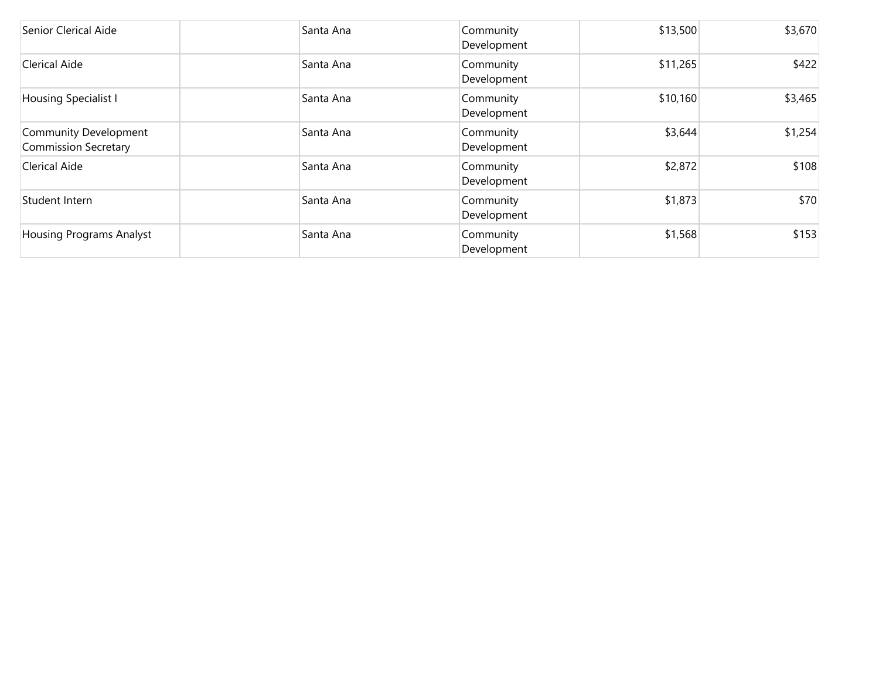| | | | | | |
|---|---|---|---|---|---|
| Senior Clerical Aide | | Santa Ana | Community Development | $13,500 | $3,670 |
| Clerical Aide | | Santa Ana | Community Development | $11,265 | $422 |
| Housing Specialist I | | Santa Ana | Community Development | $10,160 | $3,465 |
| Community Development Commission Secretary | | Santa Ana | Community Development | $3,644 | $1,254 |
| Clerical Aide | | Santa Ana | Community Development | $2,872 | $108 |
| Student Intern | | Santa Ana | Community Development | $1,873 | $70 |
| Housing Programs Analyst | | Santa Ana | Community Development | $1,568 | $153 |